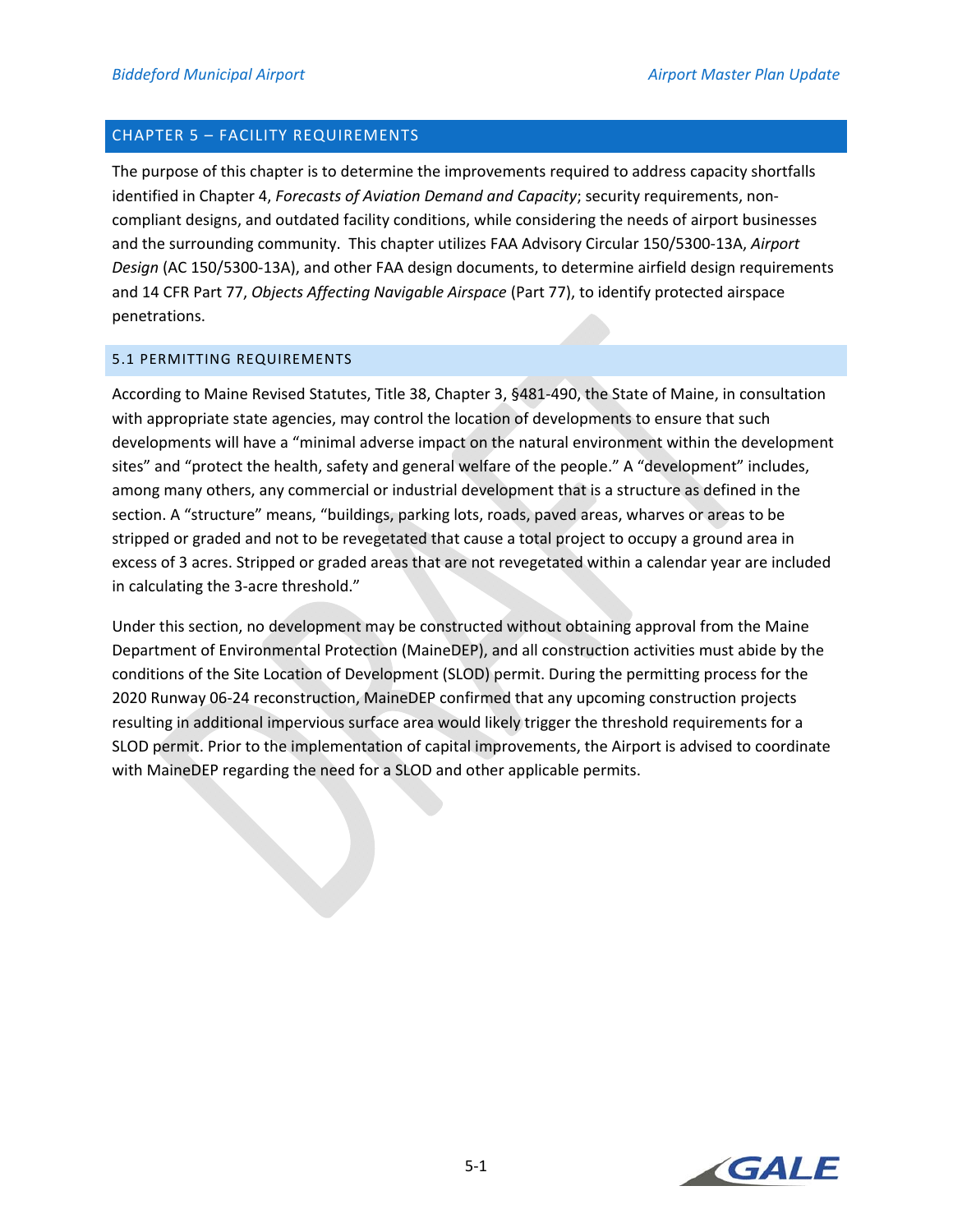## CHAPTER 5 – FACILITY REQUIREMENTS

The purpose of this chapter is to determine the improvements required to address capacity shortfalls identified in Chapter 4, *Forecasts of Aviation Demand and Capacity*; security requirements, non-compliant designs, and outdated facility conditions, while considering the needs of airport businesses and the surrounding community. This chapter utilizes FAA Advisory Circular 150/5300-13A, *Airport Design* (AC 150/5300-13A), and other FAA design documents, to determine airfield design requirements and 14 CFR Part 77, *Objects Affecting Navigable Airspace* (Part 77), to identify protected airspace penetrations.

### 5.1 PERMITTING REQUIREMENTS

According to Maine Revised Statutes, Title 38, Chapter 3, §481-490, the State of Maine, in consultation with appropriate state agencies, may control the location of developments to ensure that such developments will have a "minimal adverse impact on the natural environment within the development sites" and "protect the health, safety and general welfare of the people." A "development" includes, among many others, any commercial or industrial development that is a structure as defined in the section. A "structure" means, "buildings, parking lots, roads, paved areas, wharves or areas to be stripped or graded and not to be revegetated that cause a total project to occupy a ground area in excess of 3 acres. Stripped or graded areas that are not revegetated within a calendar year are included in calculating the 3-acre threshold."

Under this section, no development may be constructed without obtaining approval from the Maine Department of Environmental Protection (MaineDEP), and all construction activities must abide by the conditions of the Site Location of Development (SLOD) permit. During the permitting process for the 2020 Runway 06-24 reconstruction, MaineDEP confirmed that any upcoming construction projects resulting in additional impervious surface area would likely trigger the threshold requirements for a SLOD permit. Prior to the implementation of capital improvements, the Airport is advised to coordinate with MaineDEP regarding the need for a SLOD and other applicable permits.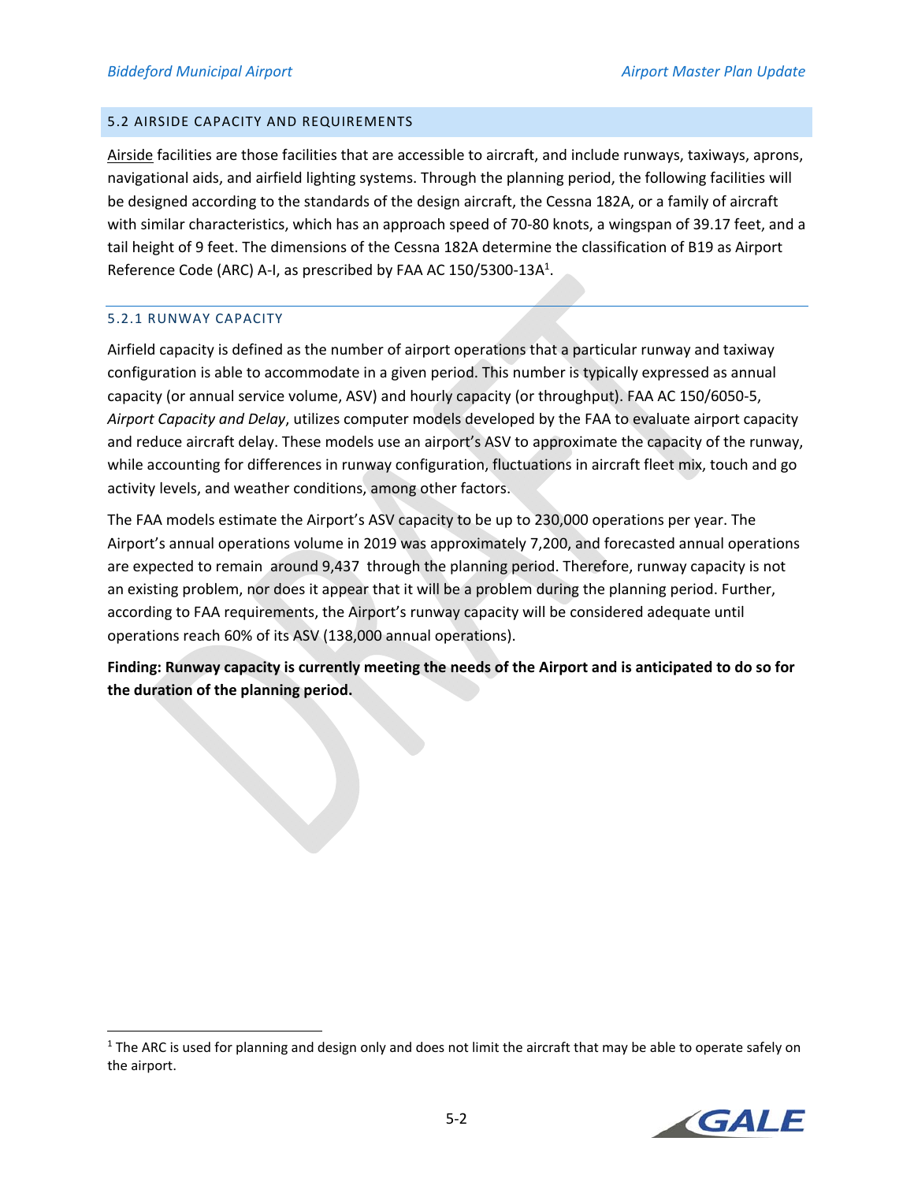## 5.2 AIRSIDE CAPACITY AND REQUIREMENTS

Airside facilities are those facilities that are accessible to aircraft, and include runways, taxiways, aprons, navigational aids, and airfield lighting systems. Through the planning period, the following facilities will be designed according to the standards of the design aircraft, the Cessna 182A, or a family of aircraft with similar characteristics, which has an approach speed of 70-80 knots, a wingspan of 39.17 feet, and a tail height of 9 feet. The dimensions of the Cessna 182A determine the classification of B19 as Airport Reference Code (ARC) A-I, as prescribed by FAA AC 150/5300-13A[1].

### 5.2.1 RUNWAY CAPACITY

Airfield capacity is defined as the number of airport operations that a particular runway and taxiway configuration is able to accommodate in a given period. This number is typically expressed as annual capacity (or annual service volume, ASV) and hourly capacity (or throughput). FAA AC 150/6050-5, *Airport Capacity and Delay*, utilizes computer models developed by the FAA to evaluate airport capacity and reduce aircraft delay. These models use an airport's ASV to approximate the capacity of the runway, while accounting for differences in runway configuration, fluctuations in aircraft fleet mix, touch and go activity levels, and weather conditions, among other factors.

The FAA models estimate the Airport's ASV capacity to be up to 230,000 operations per year. The Airport's annual operations volume in 2019 was approximately 7,200, and forecasted annual operations are expected to remain around 9,437 through the planning period. Therefore, runway capacity is not an existing problem, nor does it appear that it will be a problem during the planning period. Further, according to FAA requirements, the Airport's runway capacity will be considered adequate until operations reach 60% of its ASV (138,000 annual operations).

**Finding: Runway capacity is currently meeting the needs of the Airport and is anticipated to do so for the duration of the planning period.**

---

[1] The ARC is used for planning and design only and does not limit the aircraft that may be able to operate safely on the airport.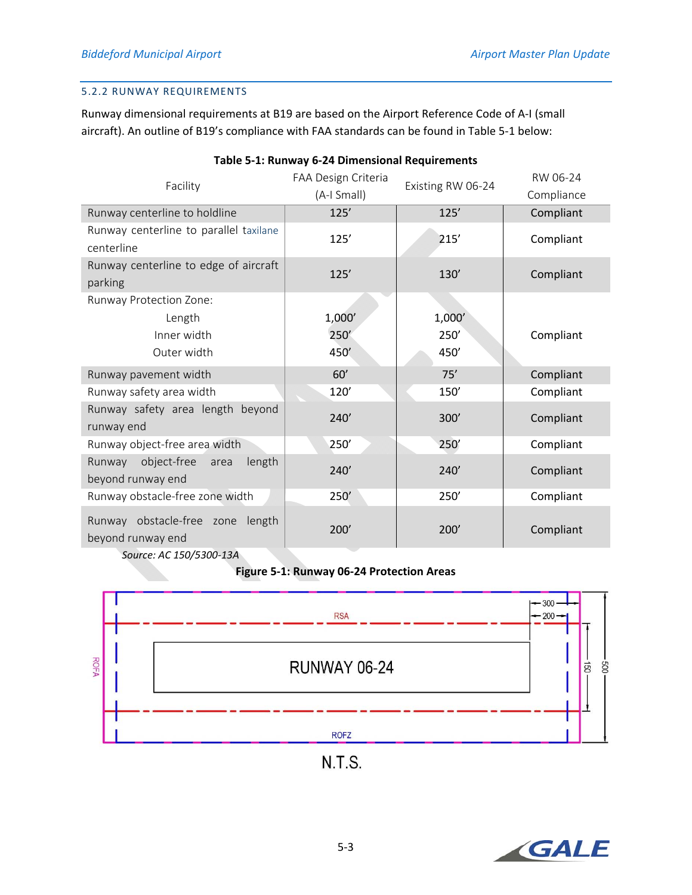### 5.2.2 RUNWAY REQUIREMENTS

Runway dimensional requirements at B19 are based on the Airport Reference Code of A-I (small aircraft). An outline of B19's compliance with FAA standards can be found in Table 5-1 below:

**Table 5-1: Runway 6-24 Dimensional Requirements**

| Facility | FAA Design Criteria (A-I Small) | Existing RW 06-24 | RW 06-24 Compliance |
|---|---|---|---|
| Runway centerline to holdline | 125' | 125' | Compliant |
| Runway centerline to parallel taxilane centerline | 125' | 215' | Compliant |
| Runway centerline to edge of aircraft parking | 125' | 130' | Compliant |
| Runway Protection Zone:<br>Length<br>Inner width<br>Outer width | <br>1,000'<br>250'<br>450' | <br>1,000'<br>250'<br>450' | Compliant |
| Runway pavement width | 60' | 75' | Compliant |
| Runway safety area width | 120' | 150' | Compliant |
| Runway safety area length beyond runway end | 240' | 300' | Compliant |
| Runway object-free area width | 250' | 250' | Compliant |
| Runway object-free area length beyond runway end | 240' | 240' | Compliant |
| Runway obstacle-free zone width | 250' | 250' | Compliant |
| Runway obstacle-free zone length beyond runway end | 200' | 200' | Compliant |

*Source: AC 150/5300-13A*

**Figure 5-1: Runway 06-24 Protection Areas**

RSA

RUNWAY 06-24

ROFA

ROFZ

300

200

150

500

N.T.S.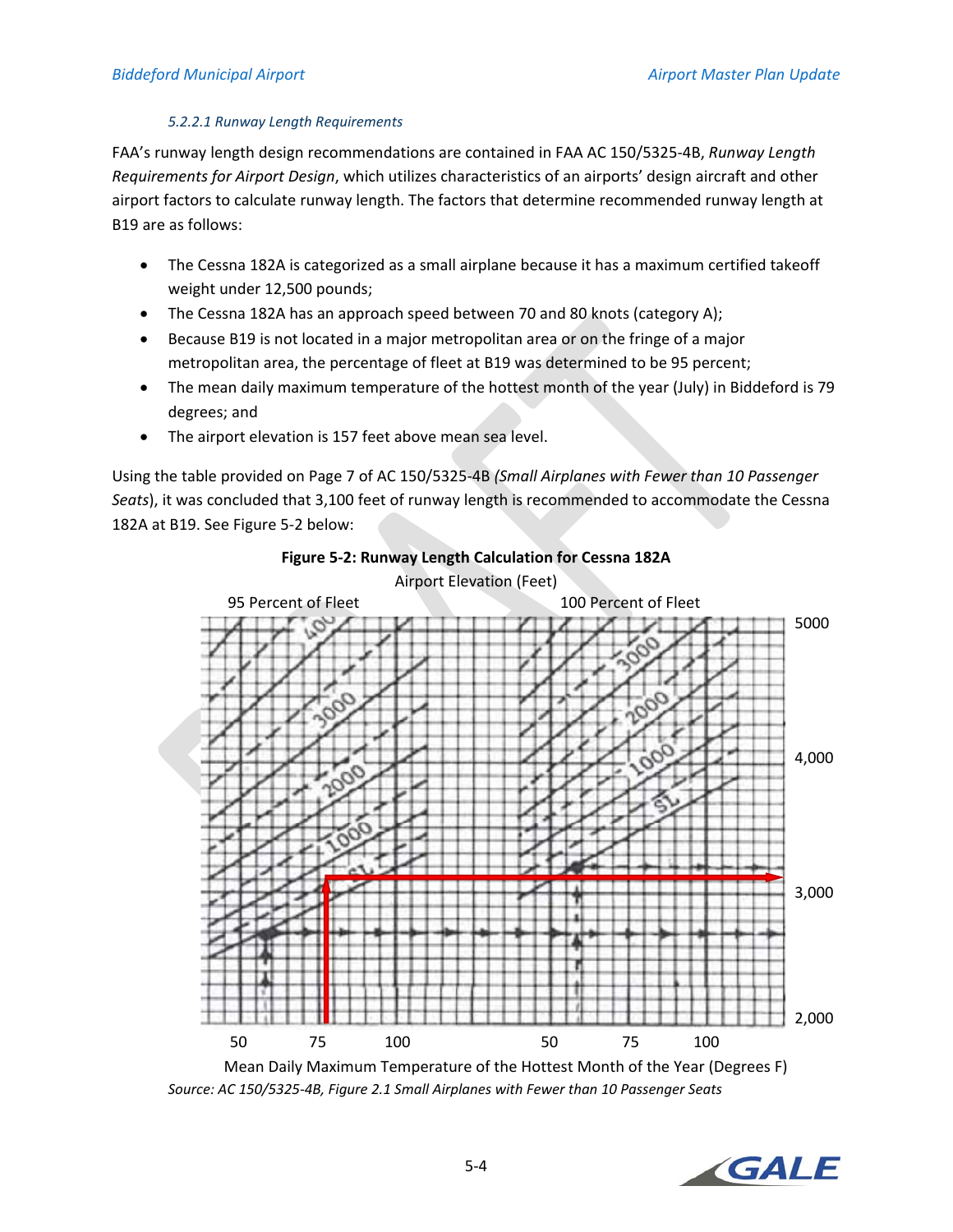#### 5.2.2.1 Runway Length Requirements

FAA's runway length design recommendations are contained in FAA AC 150/5325-4B, *Runway Length Requirements for Airport Design*, which utilizes characteristics of an airports' design aircraft and other airport factors to calculate runway length. The factors that determine recommended runway length at B19 are as follows:

- The Cessna 182A is categorized as a small airplane because it has a maximum certified takeoff weight under 12,500 pounds;
- The Cessna 182A has an approach speed between 70 and 80 knots (category A);
- Because B19 is not located in a major metropolitan area or on the fringe of a major metropolitan area, the percentage of fleet at B19 was determined to be 95 percent;
- The mean daily maximum temperature of the hottest month of the year (July) in Biddeford is 79 degrees; and
- The airport elevation is 157 feet above mean sea level.

Using the table provided on Page 7 of AC 150/5325-4B *(Small Airplanes with Fewer than 10 Passenger Seats)*, it was concluded that 3,100 feet of runway length is recommended to accommodate the Cessna 182A at B19. See Figure 5-2 below:

**Figure 5-2: Runway Length Calculation for Cessna 182A**

*Source: AC 150/5325-4B, Figure 2.1 Small Airplanes with Fewer than 10 Passenger Seats*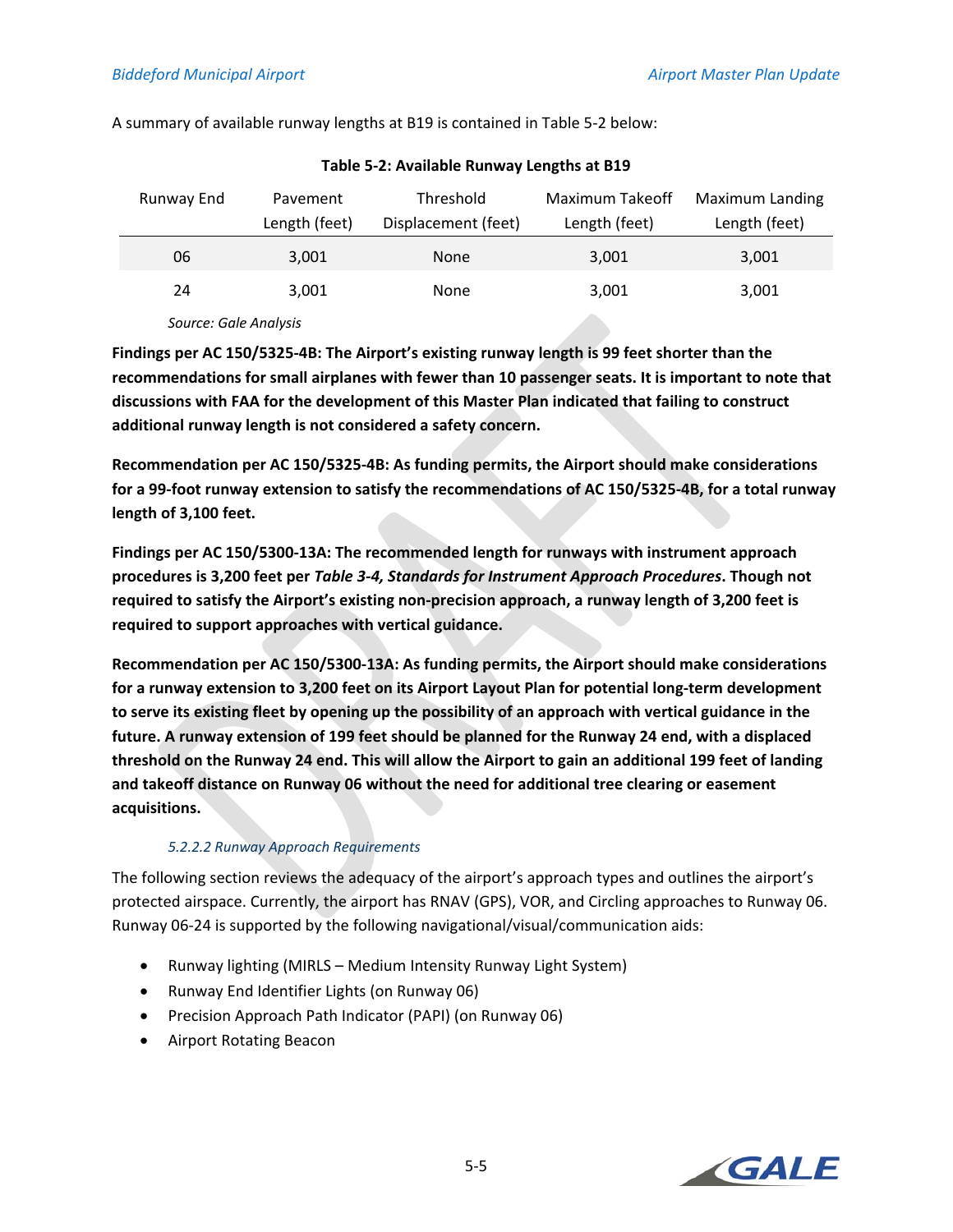A summary of available runway lengths at B19 is contained in Table 5-2 below:

**Table 5-2: Available Runway Lengths at B19**

| Runway End | Pavement Length (feet) | Threshold Displacement (feet) | Maximum Takeoff Length (feet) | Maximum Landing Length (feet) |
|---|---|---|---|---|
| 06 | 3,001 | None | 3,001 | 3,001 |
| 24 | 3,001 | None | 3,001 | 3,001 |

*Source: Gale Analysis*

**Findings per AC 150/5325-4B: The Airport's existing runway length is 99 feet shorter than the recommendations for small airplanes with fewer than 10 passenger seats. It is important to note that discussions with FAA for the development of this Master Plan indicated that failing to construct additional runway length is not considered a safety concern.**

**Recommendation per AC 150/5325-4B: As funding permits, the Airport should make considerations for a 99-foot runway extension to satisfy the recommendations of AC 150/5325-4B, for a total runway length of 3,100 feet.**

**Findings per AC 150/5300-13A: The recommended length for runways with instrument approach procedures is 3,200 feet per *Table 3-4, Standards for Instrument Approach Procedures*. Though not required to satisfy the Airport's existing non-precision approach, a runway length of 3,200 feet is required to support approaches with vertical guidance.**

**Recommendation per AC 150/5300-13A: As funding permits, the Airport should make considerations for a runway extension to 3,200 feet on its Airport Layout Plan for potential long-term development to serve its existing fleet by opening up the possibility of an approach with vertical guidance in the future. A runway extension of 199 feet should be planned for the Runway 24 end, with a displaced threshold on the Runway 24 end. This will allow the Airport to gain an additional 199 feet of landing and takeoff distance on Runway 06 without the need for additional tree clearing or easement acquisitions.**

#### *5.2.2.2 Runway Approach Requirements*

The following section reviews the adequacy of the airport's approach types and outlines the airport's protected airspace. Currently, the airport has RNAV (GPS), VOR, and Circling approaches to Runway 06. Runway 06-24 is supported by the following navigational/visual/communication aids:

- Runway lighting (MIRLS – Medium Intensity Runway Light System)
- Runway End Identifier Lights (on Runway 06)
- Precision Approach Path Indicator (PAPI) (on Runway 06)
- Airport Rotating Beacon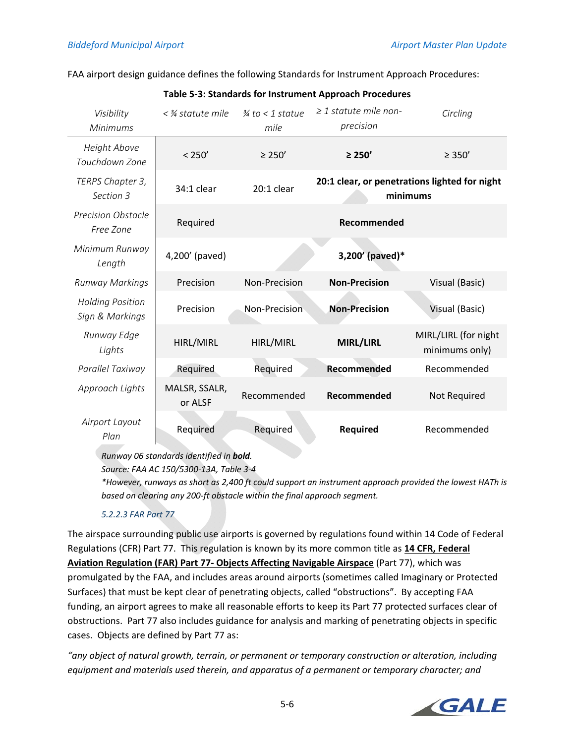FAA airport design guidance defines the following Standards for Instrument Approach Procedures:

**Table 5-3: Standards for Instrument Approach Procedures**

| *Visibility Minimums* | *< ¾ statute mile* | *¾ to < 1 statue mile* | *≥ 1 statute mile non-precision* | *Circling* |
|---|---|---|---|---|
| *Height Above Touchdown Zone* | < 250’ | ≥ 250’ | **≥ 250’** | ≥ 350’ |
| *TERPS Chapter 3, Section 3* | 34:1 clear | 20:1 clear | **20:1 clear, or penetrations lighted for night minimums** | |
| *Precision Obstacle Free Zone* | Required | **Recommended** | | |
| *Minimum Runway Length* | 4,200’ (paved) | **3,200’ (paved)*** | | |
| *Runway Markings* | Precision | Non-Precision | **Non-Precision** | Visual (Basic) |
| *Holding Position Sign & Markings* | Precision | Non-Precision | **Non-Precision** | Visual (Basic) |
| *Runway Edge Lights* | HIRL/MIRL | HIRL/MIRL | **MIRL/LIRL** | MIRL/LIRL (for night minimums only) |
| *Parallel Taxiway* | Required | Required | **Recommended** | Recommended |
| *Approach Lights* | MALSR, SSALR, or ALSF | Recommended | **Recommended** | Not Required |
| *Airport Layout Plan* | Required | Required | **Required** | Recommended |

*Runway 06 standards identified in **bold**.*
*Source: FAA AC 150/5300-13A, Table 3-4*
**However, runways as short as 2,400 ft could support an instrument approach provided the lowest HATh is based on clearing any 200-ft obstacle within the final approach segment.*

#### *5.2.2.3 FAR Part 77*

The airspace surrounding public use airports is governed by regulations found within 14 Code of Federal Regulations (CFR) Part 77. This regulation is known by its more common title as **14 CFR, Federal Aviation Regulation (FAR) Part 77- Objects Affecting Navigable Airspace** (Part 77), which was promulgated by the FAA, and includes areas around airports (sometimes called Imaginary or Protected Surfaces) that must be kept clear of penetrating objects, called “obstructions”. By accepting FAA funding, an airport agrees to make all reasonable efforts to keep its Part 77 protected surfaces clear of obstructions. Part 77 also includes guidance for analysis and marking of penetrating objects in specific cases. Objects are defined by Part 77 as:

*“any object of natural growth, terrain, or permanent or temporary construction or alteration, including equipment and materials used therein, and apparatus of a permanent or temporary character; and*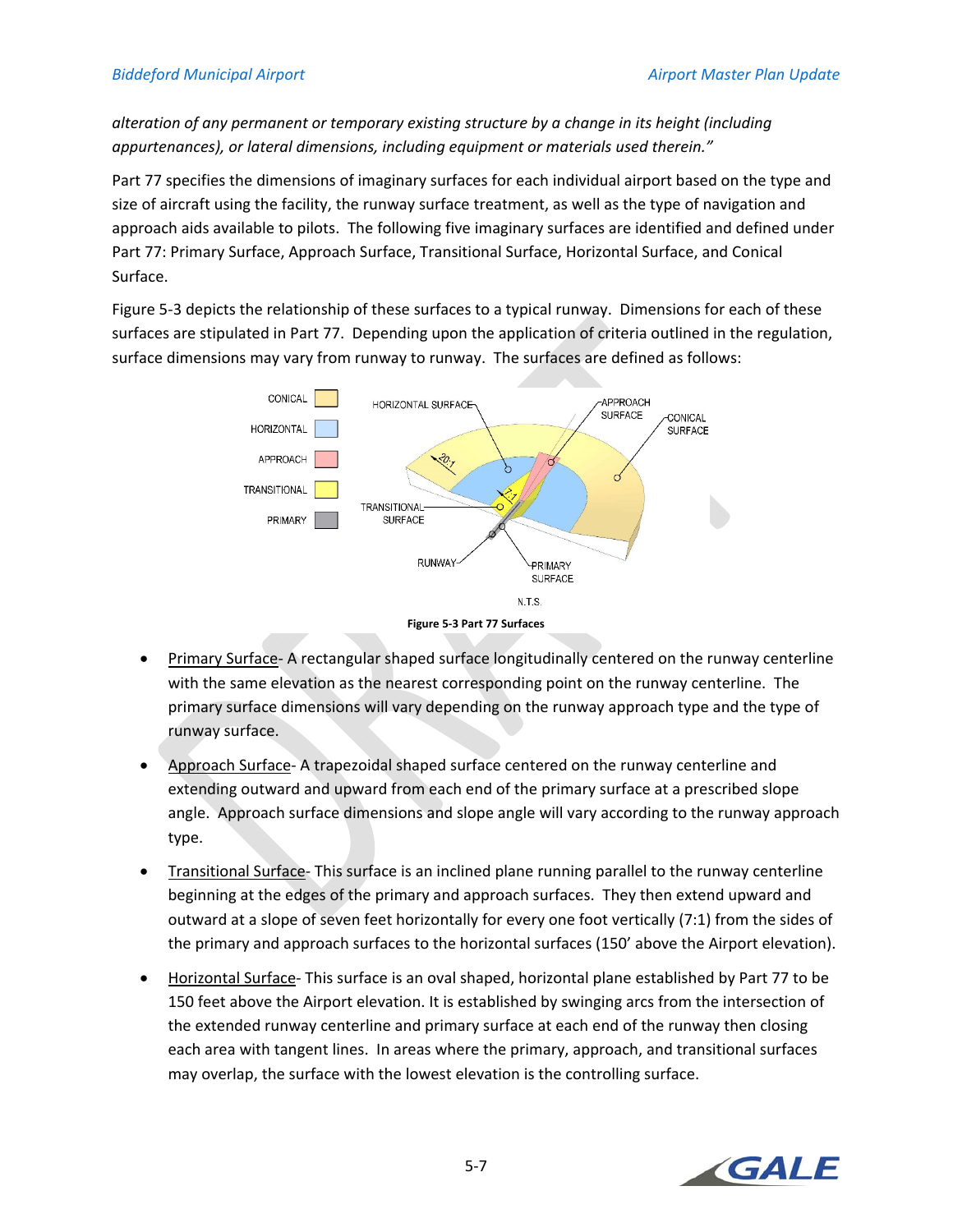*alteration of any permanent or temporary existing structure by a change in its height (including appurtenances), or lateral dimensions, including equipment or materials used therein."*

Part 77 specifies the dimensions of imaginary surfaces for each individual airport based on the type and size of aircraft using the facility, the runway surface treatment, as well as the type of navigation and approach aids available to pilots. The following five imaginary surfaces are identified and defined under Part 77: Primary Surface, Approach Surface, Transitional Surface, Horizontal Surface, and Conical Surface.

Figure 5-3 depicts the relationship of these surfaces to a typical runway. Dimensions for each of these surfaces are stipulated in Part 77. Depending upon the application of criteria outlined in the regulation, surface dimensions may vary from runway to runway. The surfaces are defined as follows:

**Figure 5-3 Part 77 Surfaces**

- Primary Surface- A rectangular shaped surface longitudinally centered on the runway centerline with the same elevation as the nearest corresponding point on the runway centerline. The primary surface dimensions will vary depending on the runway approach type and the type of runway surface.
- Approach Surface- A trapezoidal shaped surface centered on the runway centerline and extending outward and upward from each end of the primary surface at a prescribed slope angle. Approach surface dimensions and slope angle will vary according to the runway approach type.
- Transitional Surface- This surface is an inclined plane running parallel to the runway centerline beginning at the edges of the primary and approach surfaces. They then extend upward and outward at a slope of seven feet horizontally for every one foot vertically (7:1) from the sides of the primary and approach surfaces to the horizontal surfaces (150' above the Airport elevation).
- Horizontal Surface- This surface is an oval shaped, horizontal plane established by Part 77 to be 150 feet above the Airport elevation. It is established by swinging arcs from the intersection of the extended runway centerline and primary surface at each end of the runway then closing each area with tangent lines. In areas where the primary, approach, and transitional surfaces may overlap, the surface with the lowest elevation is the controlling surface.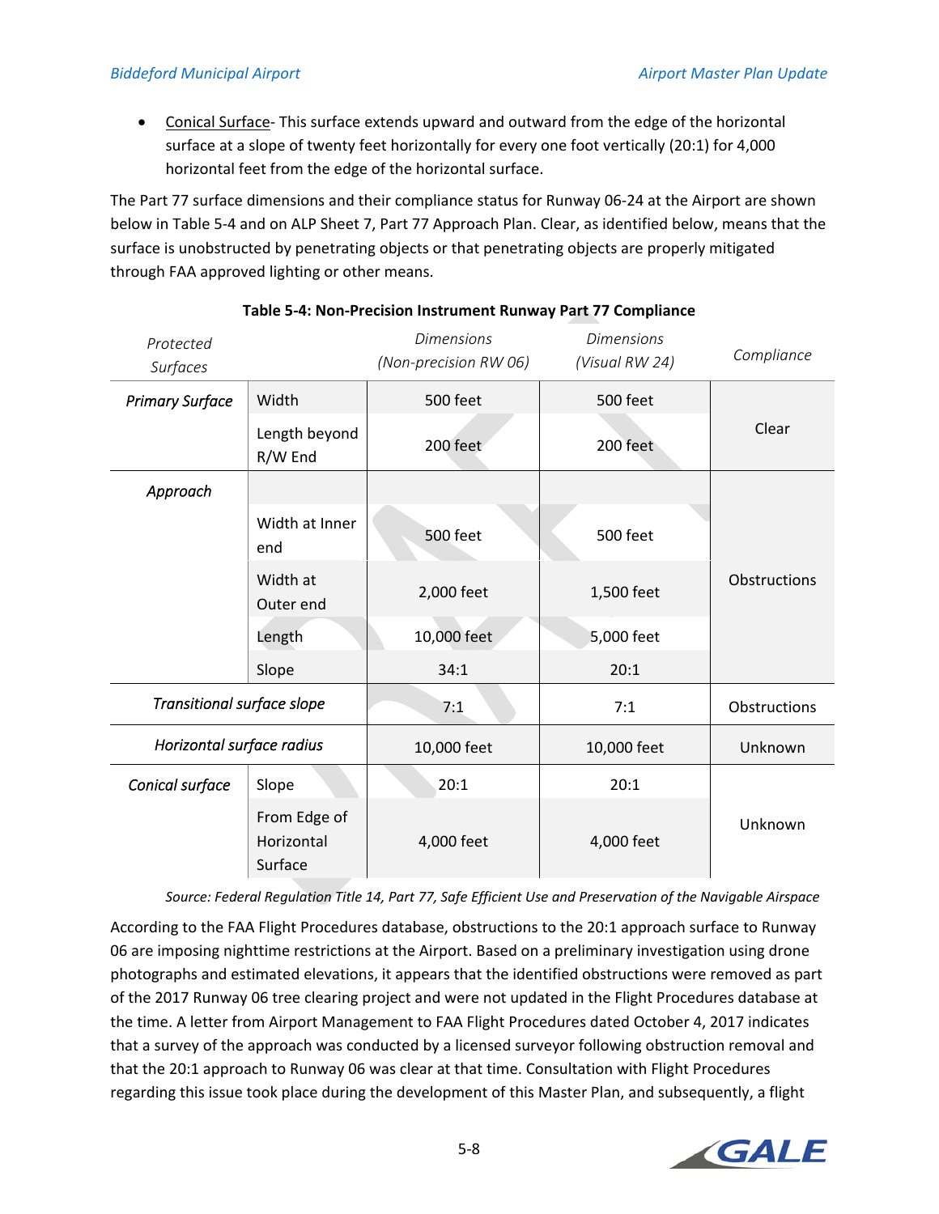- Conical Surface- This surface extends upward and outward from the edge of the horizontal surface at a slope of twenty feet horizontally for every one foot vertically (20:1) for 4,000 horizontal feet from the edge of the horizontal surface.

The Part 77 surface dimensions and their compliance status for Runway 06-24 at the Airport are shown below in Table 5-4 and on ALP Sheet 7, Part 77 Approach Plan. Clear, as identified below, means that the surface is unobstructed by penetrating objects or that penetrating objects are properly mitigated through FAA approved lighting or other means.

**Table 5-4: Non-Precision Instrument Runway Part 77 Compliance**

| *Protected Surfaces* | | *Dimensions (Non-precision RW 06)* | *Dimensions (Visual RW 24)* | *Compliance* |
|---|---|---|---|---|
| *Primary Surface* | Width | 500 feet | 500 feet | Clear |
| | Length beyond R/W End | 200 feet | 200 feet | |
| *Approach* | | | | Obstructions |
| | Width at Inner end | 500 feet | 500 feet | |
| | Width at Outer end | 2,000 feet | 1,500 feet | |
| | Length | 10,000 feet | 5,000 feet | |
| | Slope | 34:1 | 20:1 | |
| *Transitional surface slope* | | 7:1 | 7:1 | Obstructions |
| *Horizontal surface radius* | | 10,000 feet | 10,000 feet | Unknown |
| *Conical surface* | Slope | 20:1 | 20:1 | Unknown |
| | From Edge of Horizontal Surface | 4,000 feet | 4,000 feet | |

*Source: Federal Regulation Title 14, Part 77, Safe Efficient Use and Preservation of the Navigable Airspace*

According to the FAA Flight Procedures database, obstructions to the 20:1 approach surface to Runway 06 are imposing nighttime restrictions at the Airport. Based on a preliminary investigation using drone photographs and estimated elevations, it appears that the identified obstructions were removed as part of the 2017 Runway 06 tree clearing project and were not updated in the Flight Procedures database at the time. A letter from Airport Management to FAA Flight Procedures dated October 4, 2017 indicates that a survey of the approach was conducted by a licensed surveyor following obstruction removal and that the 20:1 approach to Runway 06 was clear at that time. Consultation with Flight Procedures regarding this issue took place during the development of this Master Plan, and subsequently, a flight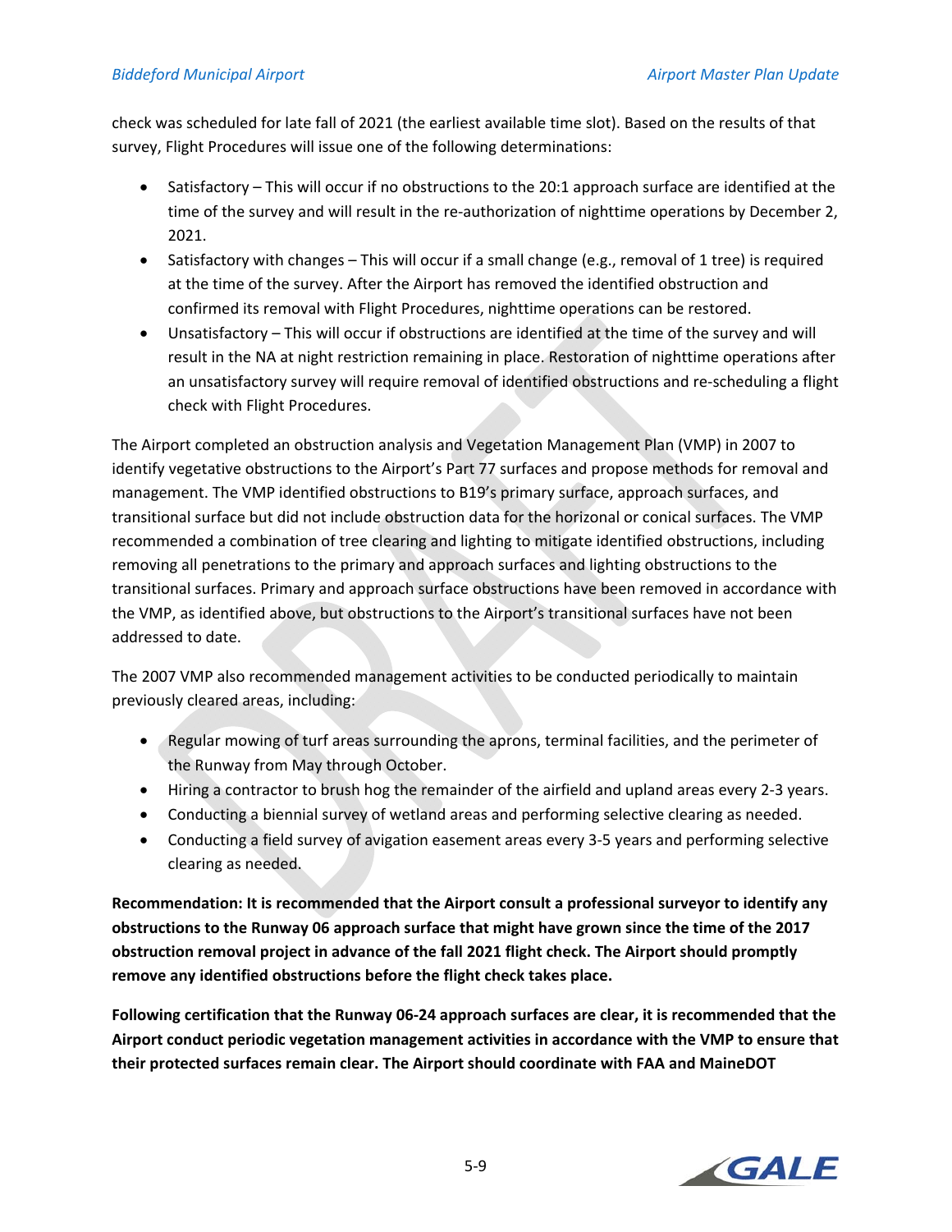check was scheduled for late fall of 2021 (the earliest available time slot). Based on the results of that survey, Flight Procedures will issue one of the following determinations:

- Satisfactory – This will occur if no obstructions to the 20:1 approach surface are identified at the time of the survey and will result in the re-authorization of nighttime operations by December 2, 2021.
- Satisfactory with changes – This will occur if a small change (e.g., removal of 1 tree) is required at the time of the survey. After the Airport has removed the identified obstruction and confirmed its removal with Flight Procedures, nighttime operations can be restored.
- Unsatisfactory – This will occur if obstructions are identified at the time of the survey and will result in the NA at night restriction remaining in place. Restoration of nighttime operations after an unsatisfactory survey will require removal of identified obstructions and re-scheduling a flight check with Flight Procedures.

The Airport completed an obstruction analysis and Vegetation Management Plan (VMP) in 2007 to identify vegetative obstructions to the Airport's Part 77 surfaces and propose methods for removal and management. The VMP identified obstructions to B19's primary surface, approach surfaces, and transitional surface but did not include obstruction data for the horizonal or conical surfaces. The VMP recommended a combination of tree clearing and lighting to mitigate identified obstructions, including removing all penetrations to the primary and approach surfaces and lighting obstructions to the transitional surfaces. Primary and approach surface obstructions have been removed in accordance with the VMP, as identified above, but obstructions to the Airport's transitional surfaces have not been addressed to date.

The 2007 VMP also recommended management activities to be conducted periodically to maintain previously cleared areas, including:

- Regular mowing of turf areas surrounding the aprons, terminal facilities, and the perimeter of the Runway from May through October.
- Hiring a contractor to brush hog the remainder of the airfield and upland areas every 2-3 years.
- Conducting a biennial survey of wetland areas and performing selective clearing as needed.
- Conducting a field survey of avigation easement areas every 3-5 years and performing selective clearing as needed.

**Recommendation: It is recommended that the Airport consult a professional surveyor to identify any obstructions to the Runway 06 approach surface that might have grown since the time of the 2017 obstruction removal project in advance of the fall 2021 flight check. The Airport should promptly remove any identified obstructions before the flight check takes place.**

**Following certification that the Runway 06-24 approach surfaces are clear, it is recommended that the Airport conduct periodic vegetation management activities in accordance with the VMP to ensure that their protected surfaces remain clear. The Airport should coordinate with FAA and MaineDOT**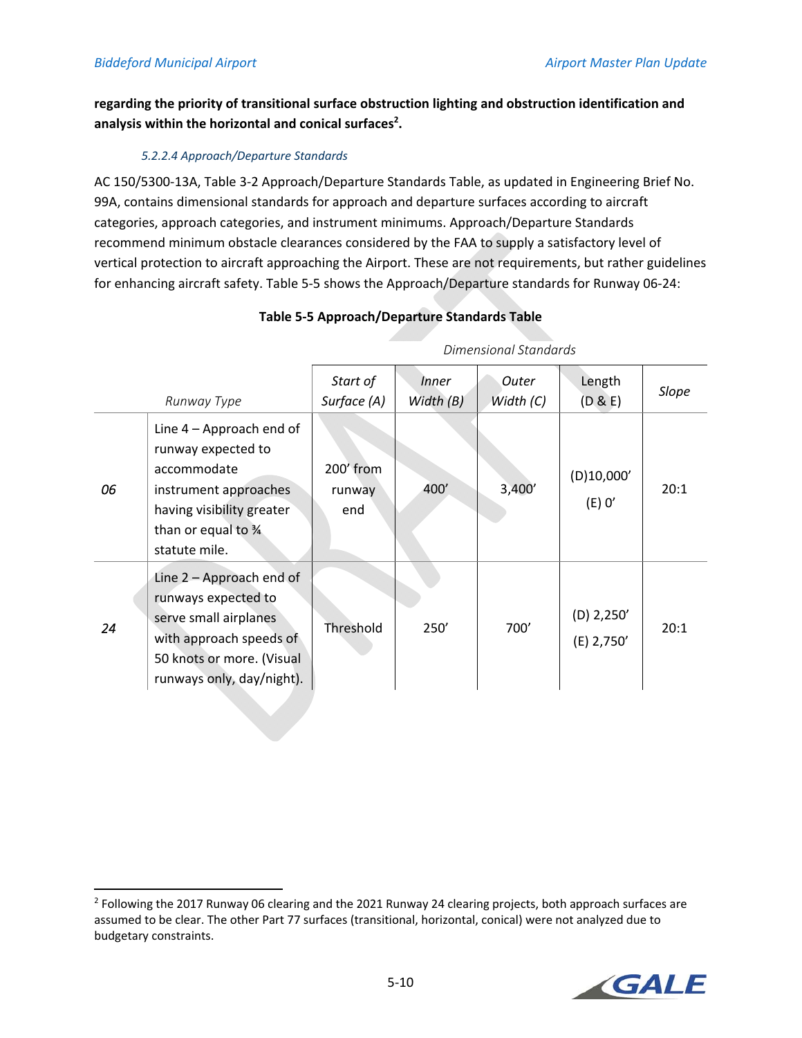**regarding the priority of transitional surface obstruction lighting and obstruction identification and analysis within the horizontal and conical surfaces[2].**

##### *5.2.2.4 Approach/Departure Standards*

AC 150/5300-13A, Table 3-2 Approach/Departure Standards Table, as updated in Engineering Brief No. 99A, contains dimensional standards for approach and departure surfaces according to aircraft categories, approach categories, and instrument minimums. Approach/Departure Standards recommend minimum obstacle clearances considered by the FAA to supply a satisfactory level of vertical protection to aircraft approaching the Airport. These are not requirements, but rather guidelines for enhancing aircraft safety. Table 5-5 shows the Approach/Departure standards for Runway 06-24:

**Table 5-5 Approach/Departure Standards Table**

| | | *Dimensional Standards* | | | | |
|---|---|---|---|---|---|---|
| | *Runway Type* | *Start of Surface (A)* | *Inner Width (B)* | *Outer Width (C)* | Length (D & E) | *Slope* |
| *06* | Line 4 – Approach end of runway expected to accommodate instrument approaches having visibility greater than or equal to ¾ statute mile. | 200' from runway end | 400' | 3,400' | (D)10,000' (E) 0' | 20:1 |
| *24* | Line 2 – Approach end of runways expected to serve small airplanes with approach speeds of 50 knots or more. (Visual runways only, day/night). | Threshold | 250' | 700' | (D) 2,250' (E) 2,750' | 20:1 |

---

[2] Following the 2017 Runway 06 clearing and the 2021 Runway 24 clearing projects, both approach surfaces are assumed to be clear. The other Part 77 surfaces (transitional, horizontal, conical) were not analyzed due to budgetary constraints.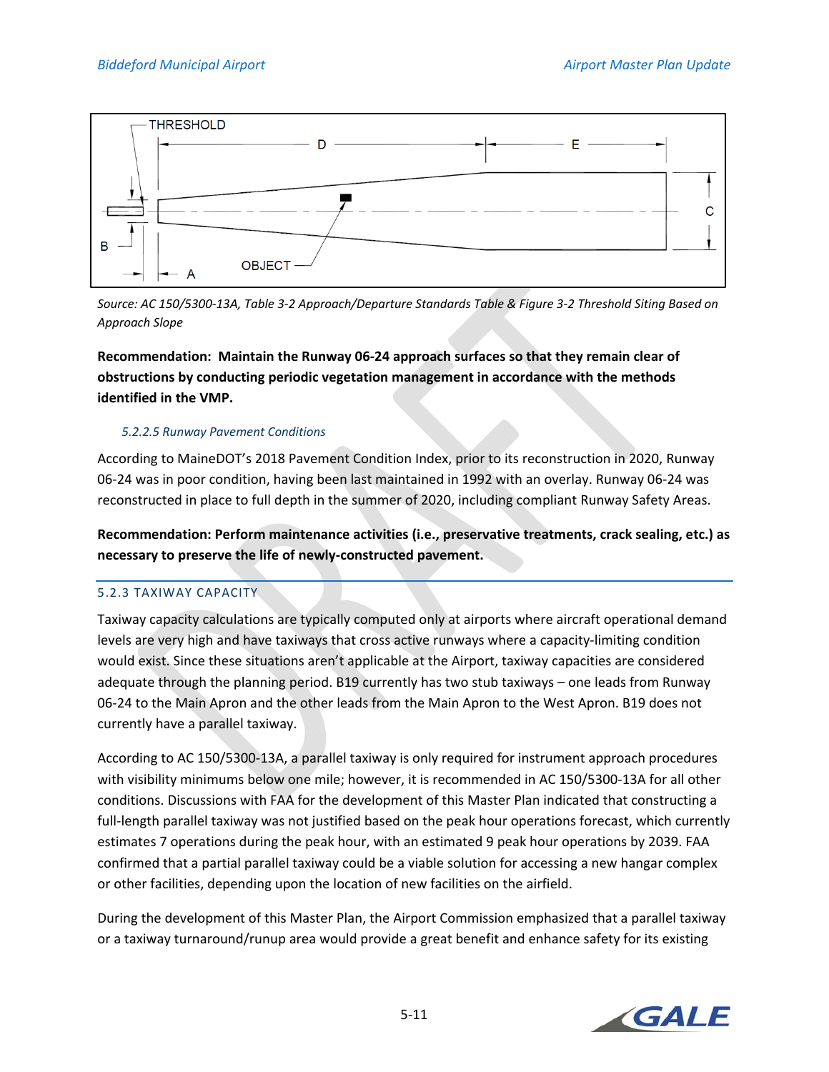Source: AC 150/5300-13A, Table 3-2 Approach/Departure Standards Table & Figure 3-2 Threshold Siting Based on Approach Slope

**Recommendation: Maintain the Runway 06-24 approach surfaces so that they remain clear of obstructions by conducting periodic vegetation management in accordance with the methods identified in the VMP.**

#### *5.2.2.5 Runway Pavement Conditions*

According to MaineDOT's 2018 Pavement Condition Index, prior to its reconstruction in 2020, Runway 06-24 was in poor condition, having been last maintained in 1992 with an overlay. Runway 06-24 was reconstructed in place to full depth in the summer of 2020, including compliant Runway Safety Areas.

**Recommendation: Perform maintenance activities (i.e., preservative treatments, crack sealing, etc.) as necessary to preserve the life of newly-constructed pavement.**

### 5.2.3 TAXIWAY CAPACITY

Taxiway capacity calculations are typically computed only at airports where aircraft operational demand levels are very high and have taxiways that cross active runways where a capacity-limiting condition would exist. Since these situations aren't applicable at the Airport, taxiway capacities are considered adequate through the planning period. B19 currently has two stub taxiways – one leads from Runway 06-24 to the Main Apron and the other leads from the Main Apron to the West Apron. B19 does not currently have a parallel taxiway.

According to AC 150/5300-13A, a parallel taxiway is only required for instrument approach procedures with visibility minimums below one mile; however, it is recommended in AC 150/5300-13A for all other conditions. Discussions with FAA for the development of this Master Plan indicated that constructing a full-length parallel taxiway was not justified based on the peak hour operations forecast, which currently estimates 7 operations during the peak hour, with an estimated 9 peak hour operations by 2039. FAA confirmed that a partial parallel taxiway could be a viable solution for accessing a new hangar complex or other facilities, depending upon the location of new facilities on the airfield.

During the development of this Master Plan, the Airport Commission emphasized that a parallel taxiway or a taxiway turnaround/runup area would provide a great benefit and enhance safety for its existing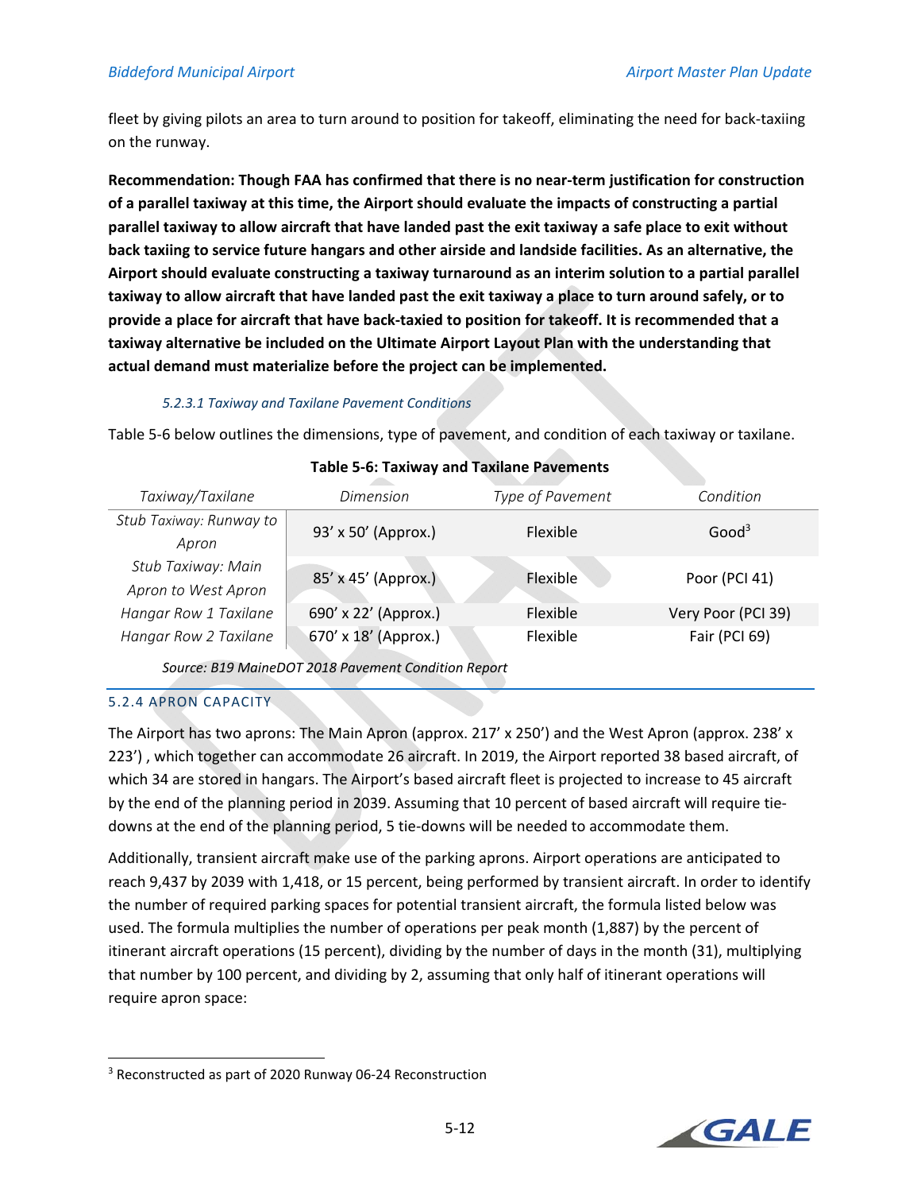fleet by giving pilots an area to turn around to position for takeoff, eliminating the need for back-taxiing on the runway.

**Recommendation: Though FAA has confirmed that there is no near-term justification for construction of a parallel taxiway at this time, the Airport should evaluate the impacts of constructing a partial parallel taxiway to allow aircraft that have landed past the exit taxiway a safe place to exit without back taxiing to service future hangars and other airside and landside facilities. As an alternative, the Airport should evaluate constructing a taxiway turnaround as an interim solution to a partial parallel taxiway to allow aircraft that have landed past the exit taxiway a place to turn around safely, or to provide a place for aircraft that have back-taxied to position for takeoff. It is recommended that a taxiway alternative be included on the Ultimate Airport Layout Plan with the understanding that actual demand must materialize before the project can be implemented.**

#### *5.2.3.1 Taxiway and Taxilane Pavement Conditions*

Table 5-6 below outlines the dimensions, type of pavement, and condition of each taxiway or taxilane.

**Table 5-6: Taxiway and Taxilane Pavements**

| *Taxiway/Taxilane* | *Dimension* | *Type of Pavement* | *Condition* |
|---|---|---|---|
| *Stub Taxiway: Runway to Apron* | 93' x 50' (Approx.) | Flexible | Good[3] |
| *Stub Taxiway: Main Apron to West Apron* | 85' x 45' (Approx.) | Flexible | Poor (PCI 41) |
| *Hangar Row 1 Taxilane* | 690' x 22' (Approx.) | Flexible | Very Poor (PCI 39) |
| *Hangar Row 2 Taxilane* | 670' x 18' (Approx.) | Flexible | Fair (PCI 69) |

*Source: B19 MaineDOT 2018 Pavement Condition Report*

### 5.2.4 APRON CAPACITY

The Airport has two aprons: The Main Apron (approx. 217' x 250') and the West Apron (approx. 238' x 223') , which together can accommodate 26 aircraft. In 2019, the Airport reported 38 based aircraft, of which 34 are stored in hangars. The Airport's based aircraft fleet is projected to increase to 45 aircraft by the end of the planning period in 2039. Assuming that 10 percent of based aircraft will require tie-downs at the end of the planning period, 5 tie-downs will be needed to accommodate them.

Additionally, transient aircraft make use of the parking aprons. Airport operations are anticipated to reach 9,437 by 2039 with 1,418, or 15 percent, being performed by transient aircraft. In order to identify the number of required parking spaces for potential transient aircraft, the formula listed below was used. The formula multiplies the number of operations per peak month (1,887) by the percent of itinerant aircraft operations (15 percent), dividing by the number of days in the month (31), multiplying that number by 100 percent, and dividing by 2, assuming that only half of itinerant operations will require apron space:

[3] Reconstructed as part of 2020 Runway 06-24 Reconstruction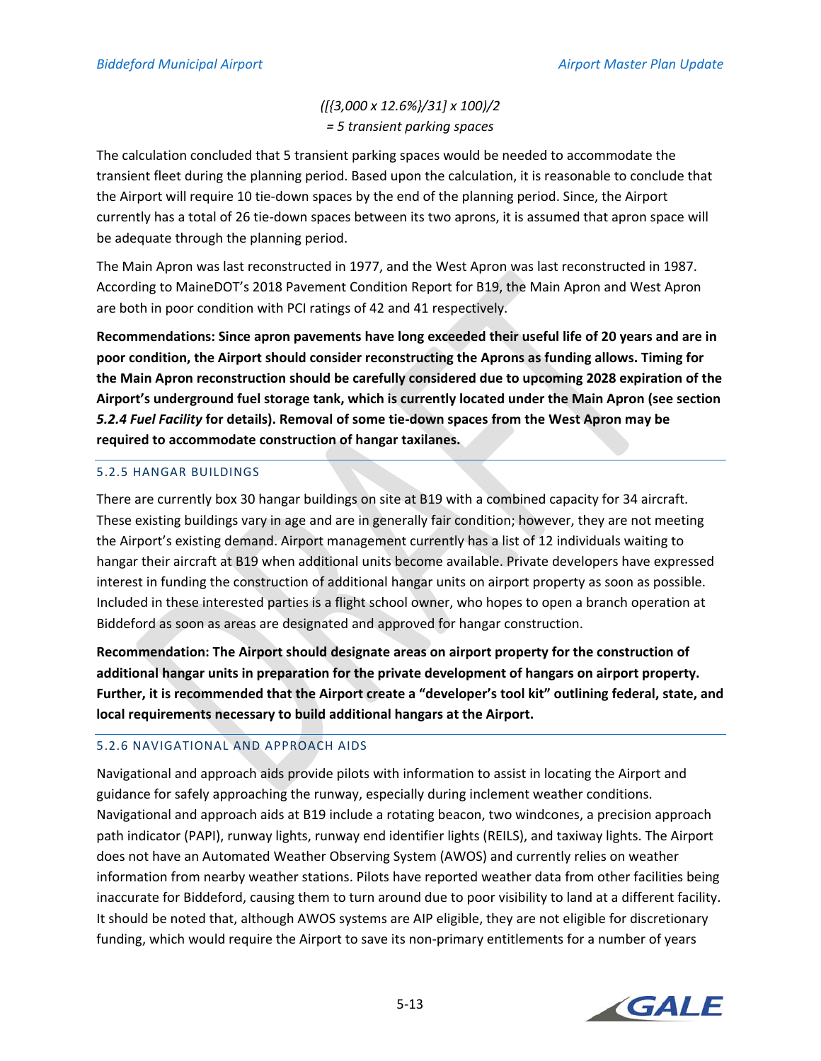$$([\{3{,}000 \times 12.6\%\}/31] \times 100)/2$$
$$= 5 \text{ transient parking spaces}$$

The calculation concluded that 5 transient parking spaces would be needed to accommodate the transient fleet during the planning period. Based upon the calculation, it is reasonable to conclude that the Airport will require 10 tie-down spaces by the end of the planning period. Since, the Airport currently has a total of 26 tie-down spaces between its two aprons, it is assumed that apron space will be adequate through the planning period.

The Main Apron was last reconstructed in 1977, and the West Apron was last reconstructed in 1987. According to MaineDOT's 2018 Pavement Condition Report for B19, the Main Apron and West Apron are both in poor condition with PCI ratings of 42 and 41 respectively.

**Recommendations: Since apron pavements have long exceeded their useful life of 20 years and are in poor condition, the Airport should consider reconstructing the Aprons as funding allows. Timing for the Main Apron reconstruction should be carefully considered due to upcoming 2028 expiration of the Airport's underground fuel storage tank, which is currently located under the Main Apron (see section *5.2.4 Fuel Facility* for details). Removal of some tie-down spaces from the West Apron may be required to accommodate construction of hangar taxilanes.**

### 5.2.5 HANGAR BUILDINGS

There are currently box 30 hangar buildings on site at B19 with a combined capacity for 34 aircraft. These existing buildings vary in age and are in generally fair condition; however, they are not meeting the Airport's existing demand. Airport management currently has a list of 12 individuals waiting to hangar their aircraft at B19 when additional units become available. Private developers have expressed interest in funding the construction of additional hangar units on airport property as soon as possible. Included in these interested parties is a flight school owner, who hopes to open a branch operation at Biddeford as soon as areas are designated and approved for hangar construction.

**Recommendation: The Airport should designate areas on airport property for the construction of additional hangar units in preparation for the private development of hangars on airport property. Further, it is recommended that the Airport create a "developer's tool kit" outlining federal, state, and local requirements necessary to build additional hangars at the Airport.**

### 5.2.6 NAVIGATIONAL AND APPROACH AIDS

Navigational and approach aids provide pilots with information to assist in locating the Airport and guidance for safely approaching the runway, especially during inclement weather conditions. Navigational and approach aids at B19 include a rotating beacon, two windcones, a precision approach path indicator (PAPI), runway lights, runway end identifier lights (REILS), and taxiway lights. The Airport does not have an Automated Weather Observing System (AWOS) and currently relies on weather information from nearby weather stations. Pilots have reported weather data from other facilities being inaccurate for Biddeford, causing them to turn around due to poor visibility to land at a different facility. It should be noted that, although AWOS systems are AIP eligible, they are not eligible for discretionary funding, which would require the Airport to save its non-primary entitlements for a number of years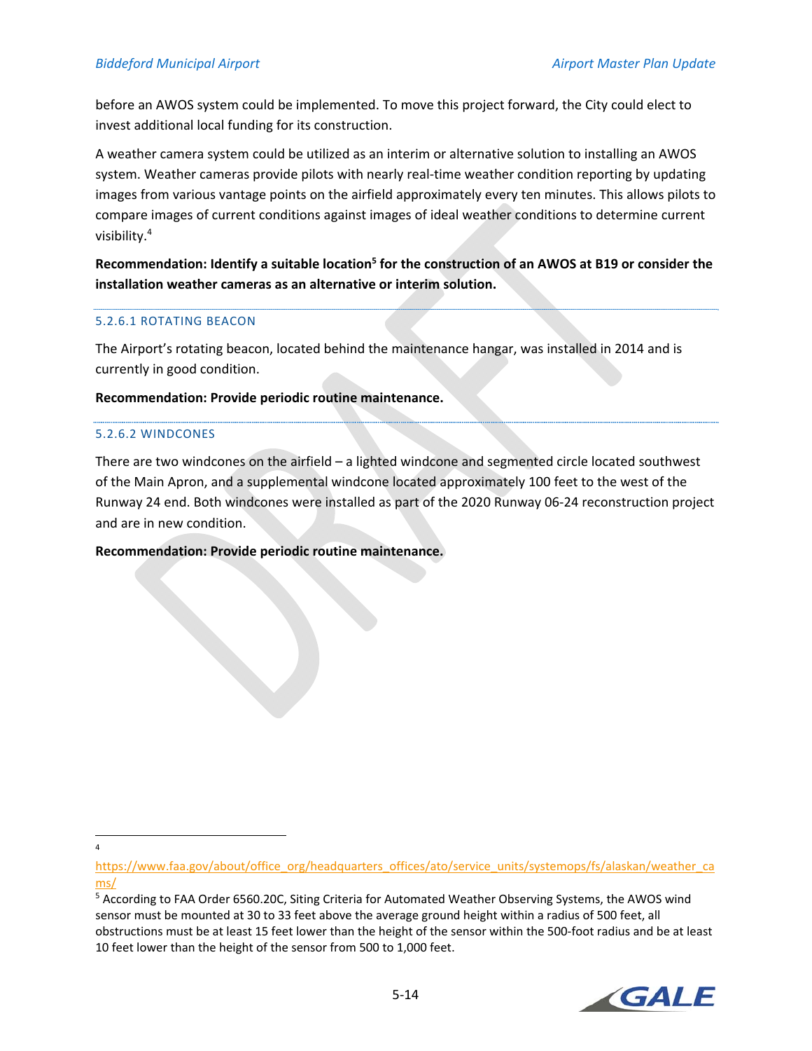before an AWOS system could be implemented. To move this project forward, the City could elect to invest additional local funding for its construction.

A weather camera system could be utilized as an interim or alternative solution to installing an AWOS system. Weather cameras provide pilots with nearly real-time weather condition reporting by updating images from various vantage points on the airfield approximately every ten minutes. This allows pilots to compare images of current conditions against images of ideal weather conditions to determine current visibility.[4]

**Recommendation: Identify a suitable location[5] for the construction of an AWOS at B19 or consider the installation weather cameras as an alternative or interim solution.**

#### 5.2.6.1 ROTATING BEACON

The Airport's rotating beacon, located behind the maintenance hangar, was installed in 2014 and is currently in good condition.

**Recommendation: Provide periodic routine maintenance.**

#### 5.2.6.2 WINDCONES

There are two windcones on the airfield – a lighted windcone and segmented circle located southwest of the Main Apron, and a supplemental windcone located approximately 100 feet to the west of the Runway 24 end. Both windcones were installed as part of the 2020 Runway 06-24 reconstruction project and are in new condition.

**Recommendation: Provide periodic routine maintenance.**

---

[4] https://www.faa.gov/about/office_org/headquarters_offices/ato/service_units/systemops/fs/alaskan/weather_cams/

[5] According to FAA Order 6560.20C, Siting Criteria for Automated Weather Observing Systems, the AWOS wind sensor must be mounted at 30 to 33 feet above the average ground height within a radius of 500 feet, all obstructions must be at least 15 feet lower than the height of the sensor within the 500-foot radius and be at least 10 feet lower than the height of the sensor from 500 to 1,000 feet.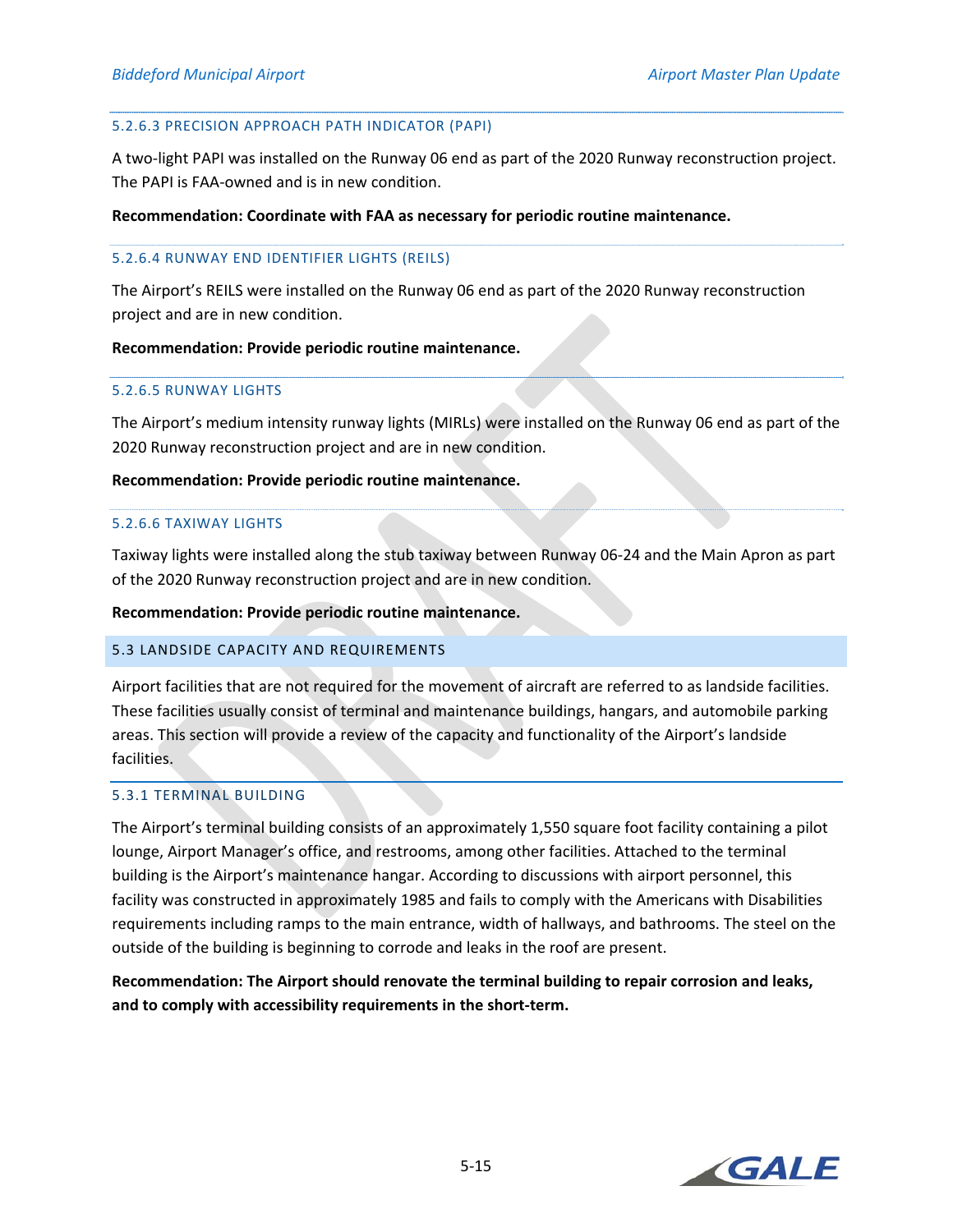#### 5.2.6.3 PRECISION APPROACH PATH INDICATOR (PAPI)

A two-light PAPI was installed on the Runway 06 end as part of the 2020 Runway reconstruction project. The PAPI is FAA-owned and is in new condition.

**Recommendation: Coordinate with FAA as necessary for periodic routine maintenance.**

#### 5.2.6.4 RUNWAY END IDENTIFIER LIGHTS (REILS)

The Airport's REILS were installed on the Runway 06 end as part of the 2020 Runway reconstruction project and are in new condition.

**Recommendation: Provide periodic routine maintenance.**

#### 5.2.6.5 RUNWAY LIGHTS

The Airport's medium intensity runway lights (MIRLs) were installed on the Runway 06 end as part of the 2020 Runway reconstruction project and are in new condition.

**Recommendation: Provide periodic routine maintenance.**

#### 5.2.6.6 TAXIWAY LIGHTS

Taxiway lights were installed along the stub taxiway between Runway 06-24 and the Main Apron as part of the 2020 Runway reconstruction project and are in new condition.

**Recommendation: Provide periodic routine maintenance.**

## 5.3 LANDSIDE CAPACITY AND REQUIREMENTS

Airport facilities that are not required for the movement of aircraft are referred to as landside facilities. These facilities usually consist of terminal and maintenance buildings, hangars, and automobile parking areas. This section will provide a review of the capacity and functionality of the Airport's landside facilities.

### 5.3.1 TERMINAL BUILDING

The Airport's terminal building consists of an approximately 1,550 square foot facility containing a pilot lounge, Airport Manager's office, and restrooms, among other facilities. Attached to the terminal building is the Airport's maintenance hangar. According to discussions with airport personnel, this facility was constructed in approximately 1985 and fails to comply with the Americans with Disabilities requirements including ramps to the main entrance, width of hallways, and bathrooms. The steel on the outside of the building is beginning to corrode and leaks in the roof are present.

**Recommendation: The Airport should renovate the terminal building to repair corrosion and leaks, and to comply with accessibility requirements in the short-term.**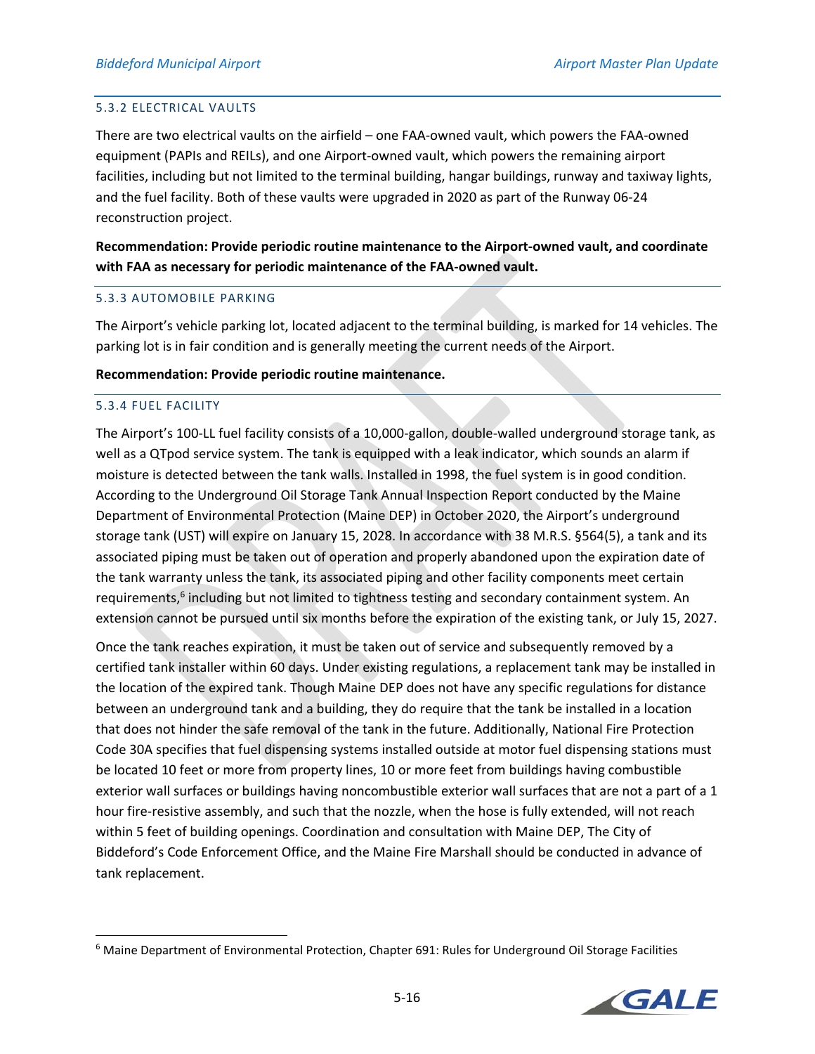#### 5.3.2 ELECTRICAL VAULTS

There are two electrical vaults on the airfield – one FAA-owned vault, which powers the FAA-owned equipment (PAPIs and REILs), and one Airport-owned vault, which powers the remaining airport facilities, including but not limited to the terminal building, hangar buildings, runway and taxiway lights, and the fuel facility. Both of these vaults were upgraded in 2020 as part of the Runway 06-24 reconstruction project.

**Recommendation: Provide periodic routine maintenance to the Airport-owned vault, and coordinate with FAA as necessary for periodic maintenance of the FAA-owned vault.**

#### 5.3.3 AUTOMOBILE PARKING

The Airport's vehicle parking lot, located adjacent to the terminal building, is marked for 14 vehicles. The parking lot is in fair condition and is generally meeting the current needs of the Airport.

**Recommendation: Provide periodic routine maintenance.**

#### 5.3.4 FUEL FACILITY

The Airport's 100-LL fuel facility consists of a 10,000-gallon, double-walled underground storage tank, as well as a QTpod service system. The tank is equipped with a leak indicator, which sounds an alarm if moisture is detected between the tank walls. Installed in 1998, the fuel system is in good condition. According to the Underground Oil Storage Tank Annual Inspection Report conducted by the Maine Department of Environmental Protection (Maine DEP) in October 2020, the Airport's underground storage tank (UST) will expire on January 15, 2028. In accordance with 38 M.R.S. §564(5), a tank and its associated piping must be taken out of operation and properly abandoned upon the expiration date of the tank warranty unless the tank, its associated piping and other facility components meet certain requirements,[6] including but not limited to tightness testing and secondary containment system. An extension cannot be pursued until six months before the expiration of the existing tank, or July 15, 2027.

Once the tank reaches expiration, it must be taken out of service and subsequently removed by a certified tank installer within 60 days. Under existing regulations, a replacement tank may be installed in the location of the expired tank. Though Maine DEP does not have any specific regulations for distance between an underground tank and a building, they do require that the tank be installed in a location that does not hinder the safe removal of the tank in the future. Additionally, National Fire Protection Code 30A specifies that fuel dispensing systems installed outside at motor fuel dispensing stations must be located 10 feet or more from property lines, 10 or more feet from buildings having combustible exterior wall surfaces or buildings having noncombustible exterior wall surfaces that are not a part of a 1 hour fire-resistive assembly, and such that the nozzle, when the hose is fully extended, will not reach within 5 feet of building openings. Coordination and consultation with Maine DEP, The City of Biddeford's Code Enforcement Office, and the Maine Fire Marshall should be conducted in advance of tank replacement.

[6] Maine Department of Environmental Protection, Chapter 691: Rules for Underground Oil Storage Facilities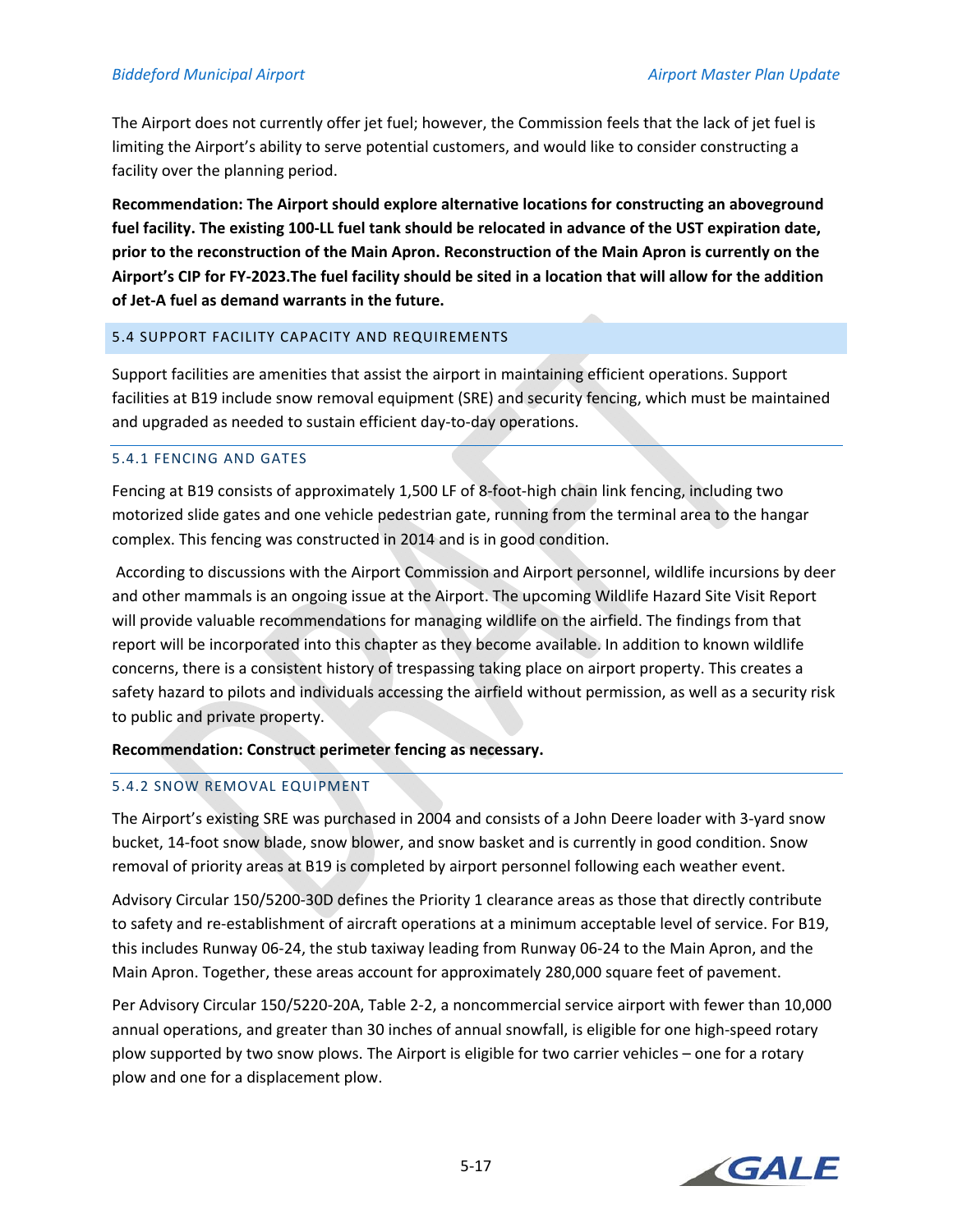The Airport does not currently offer jet fuel; however, the Commission feels that the lack of jet fuel is limiting the Airport's ability to serve potential customers, and would like to consider constructing a facility over the planning period.

**Recommendation: The Airport should explore alternative locations for constructing an aboveground fuel facility. The existing 100-LL fuel tank should be relocated in advance of the UST expiration date, prior to the reconstruction of the Main Apron. Reconstruction of the Main Apron is currently on the Airport's CIP for FY-2023.The fuel facility should be sited in a location that will allow for the addition of Jet-A fuel as demand warrants in the future.**

## 5.4 SUPPORT FACILITY CAPACITY AND REQUIREMENTS

Support facilities are amenities that assist the airport in maintaining efficient operations. Support facilities at B19 include snow removal equipment (SRE) and security fencing, which must be maintained and upgraded as needed to sustain efficient day-to-day operations.

### 5.4.1 FENCING AND GATES

Fencing at B19 consists of approximately 1,500 LF of 8-foot-high chain link fencing, including two motorized slide gates and one vehicle pedestrian gate, running from the terminal area to the hangar complex. This fencing was constructed in 2014 and is in good condition.

According to discussions with the Airport Commission and Airport personnel, wildlife incursions by deer and other mammals is an ongoing issue at the Airport. The upcoming Wildlife Hazard Site Visit Report will provide valuable recommendations for managing wildlife on the airfield. The findings from that report will be incorporated into this chapter as they become available. In addition to known wildlife concerns, there is a consistent history of trespassing taking place on airport property. This creates a safety hazard to pilots and individuals accessing the airfield without permission, as well as a security risk to public and private property.

**Recommendation: Construct perimeter fencing as necessary.**

### 5.4.2 SNOW REMOVAL EQUIPMENT

The Airport's existing SRE was purchased in 2004 and consists of a John Deere loader with 3-yard snow bucket, 14-foot snow blade, snow blower, and snow basket and is currently in good condition. Snow removal of priority areas at B19 is completed by airport personnel following each weather event.

Advisory Circular 150/5200-30D defines the Priority 1 clearance areas as those that directly contribute to safety and re-establishment of aircraft operations at a minimum acceptable level of service. For B19, this includes Runway 06-24, the stub taxiway leading from Runway 06-24 to the Main Apron, and the Main Apron. Together, these areas account for approximately 280,000 square feet of pavement.

Per Advisory Circular 150/5220-20A, Table 2-2, a noncommercial service airport with fewer than 10,000 annual operations, and greater than 30 inches of annual snowfall, is eligible for one high-speed rotary plow supported by two snow plows. The Airport is eligible for two carrier vehicles – one for a rotary plow and one for a displacement plow.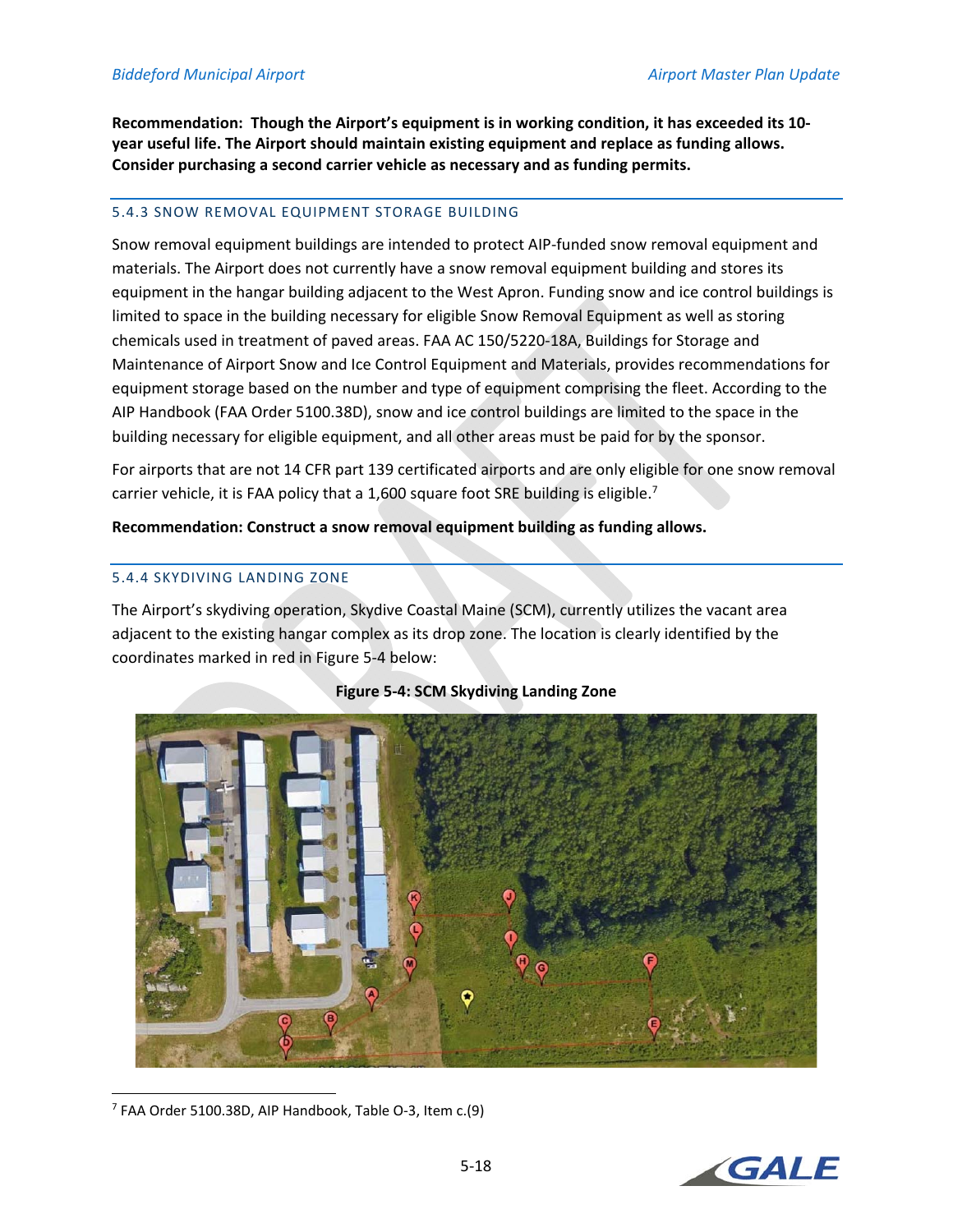**Recommendation: Though the Airport's equipment is in working condition, it has exceeded its 10-year useful life. The Airport should maintain existing equipment and replace as funding allows. Consider purchasing a second carrier vehicle as necessary and as funding permits.**

### 5.4.3 SNOW REMOVAL EQUIPMENT STORAGE BUILDING

Snow removal equipment buildings are intended to protect AIP-funded snow removal equipment and materials. The Airport does not currently have a snow removal equipment building and stores its equipment in the hangar building adjacent to the West Apron. Funding snow and ice control buildings is limited to space in the building necessary for eligible Snow Removal Equipment as well as storing chemicals used in treatment of paved areas. FAA AC 150/5220-18A, Buildings for Storage and Maintenance of Airport Snow and Ice Control Equipment and Materials, provides recommendations for equipment storage based on the number and type of equipment comprising the fleet. According to the AIP Handbook (FAA Order 5100.38D), snow and ice control buildings are limited to the space in the building necessary for eligible equipment, and all other areas must be paid for by the sponsor.

For airports that are not 14 CFR part 139 certificated airports and are only eligible for one snow removal carrier vehicle, it is FAA policy that a 1,600 square foot SRE building is eligible.[7]

**Recommendation: Construct a snow removal equipment building as funding allows.**

### 5.4.4 SKYDIVING LANDING ZONE

The Airport's skydiving operation, Skydive Coastal Maine (SCM), currently utilizes the vacant area adjacent to the existing hangar complex as its drop zone. The location is clearly identified by the coordinates marked in red in Figure 5-4 below:

**Figure 5-4: SCM Skydiving Landing Zone**

[7] FAA Order 5100.38D, AIP Handbook, Table O-3, Item c.(9)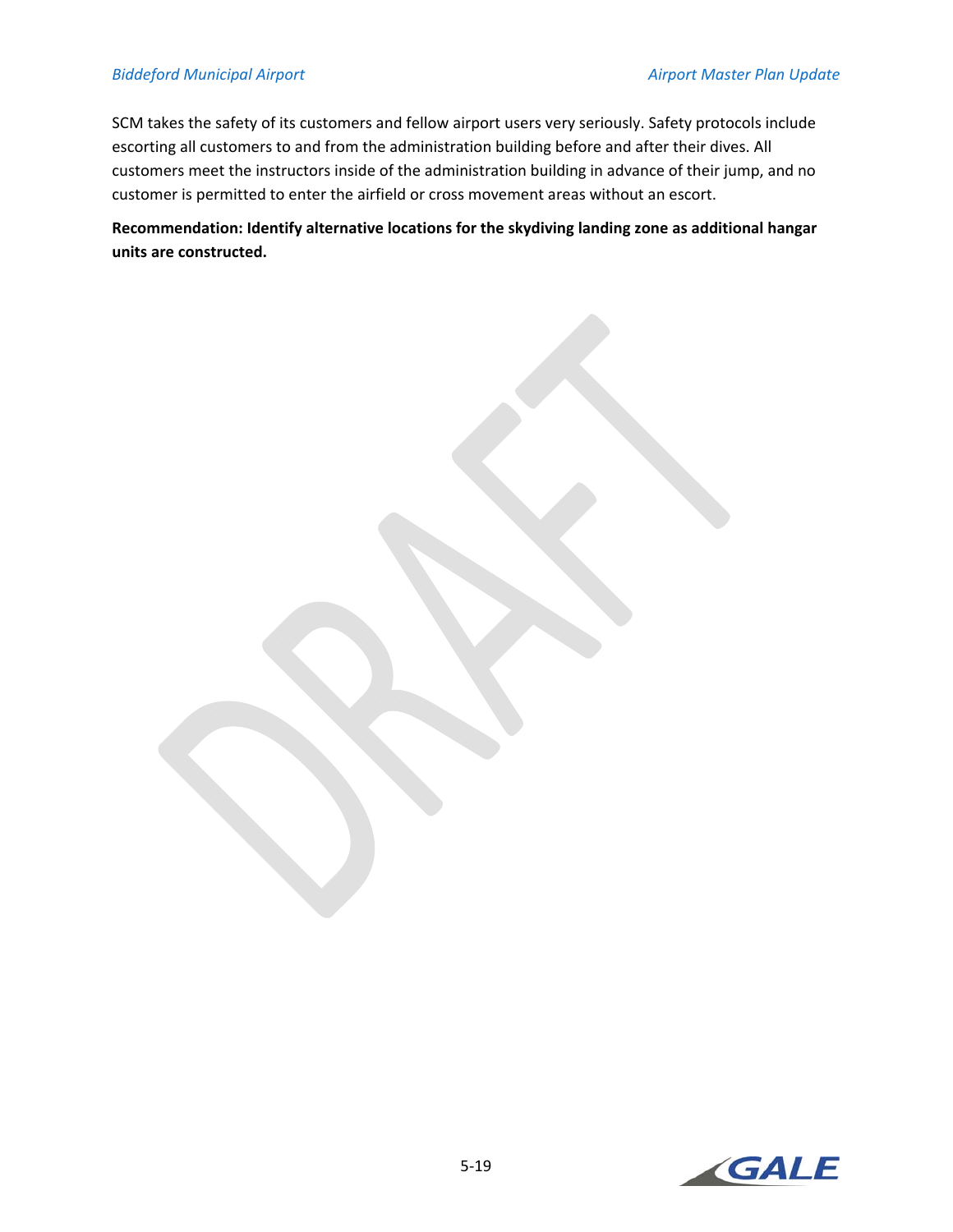SCM takes the safety of its customers and fellow airport users very seriously. Safety protocols include escorting all customers to and from the administration building before and after their dives. All customers meet the instructors inside of the administration building in advance of their jump, and no customer is permitted to enter the airfield or cross movement areas without an escort.

**Recommendation: Identify alternative locations for the skydiving landing zone as additional hangar units are constructed.**